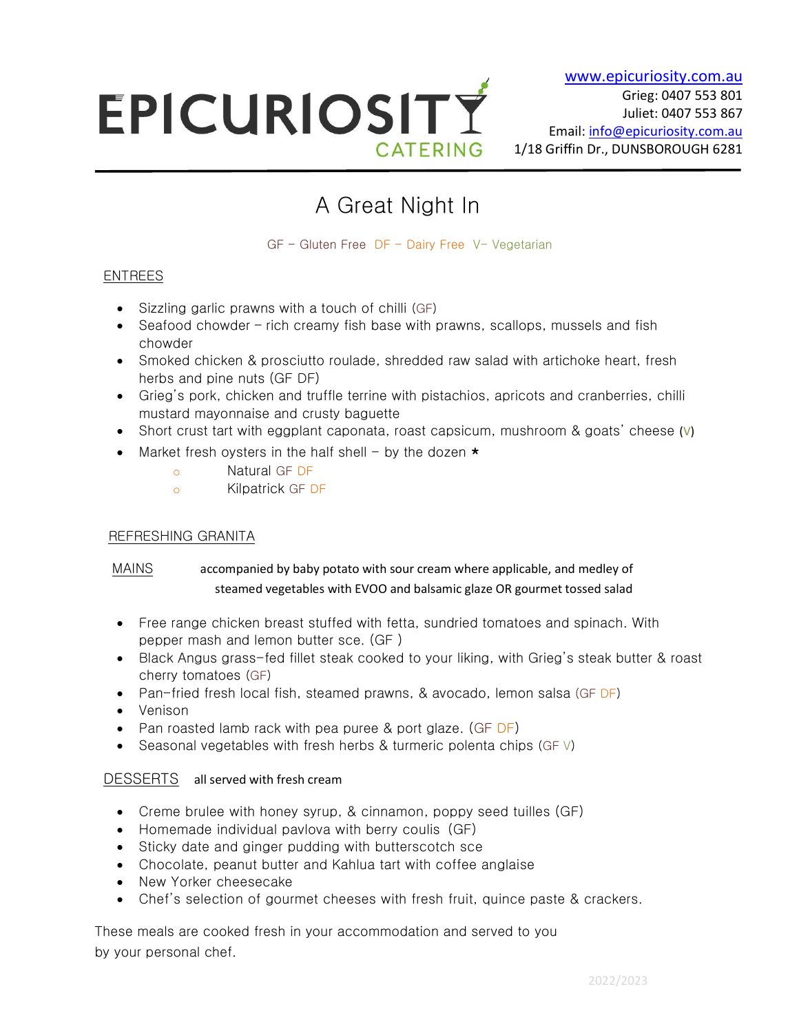# EPICURIOSITY CATERING

www.epicuriosity.com.au
Grieg: 0407 553 801
Juliet: 0407 553 867
Email: info@epicuriosity.com.au
1/18 Griffin Dr., DUNSBOROUGH 6281

---

## A Great Night In

GF – Gluten Free DF – Dairy Free V– Vegetarian

### ENTREES

- Sizzling garlic prawns with a touch of chilli (GF)
- Seafood chowder – rich creamy fish base with prawns, scallops, mussels and fish chowder
- Smoked chicken & prosciutto roulade, shredded raw salad with artichoke heart, fresh herbs and pine nuts (GF DF)
- Grieg's pork, chicken and truffle terrine with pistachios, apricots and cranberries, chilli mustard mayonnaise and crusty baguette
- Short crust tart with eggplant caponata, roast capsicum, mushroom & goats' cheese (V)
- Market fresh oysters in the half shell – by the dozen *
  - Natural GF DF
  - Kilpatrick GF DF

### REFRESHING GRANITA

### MAINS

accompanied by baby potato with sour cream where applicable, and medley of steamed vegetables with EVOO and balsamic glaze OR gourmet tossed salad

- Free range chicken breast stuffed with fetta, sundried tomatoes and spinach. With pepper mash and lemon butter sce. (GF )
- Black Angus grass-fed fillet steak cooked to your liking, with Grieg's steak butter & roast cherry tomatoes (GF)
- Pan-fried fresh local fish, steamed prawns, & avocado, lemon salsa (GF DF)
- Venison
- Pan roasted lamb rack with pea puree & port glaze. (GF DF)
- Seasonal vegetables with fresh herbs & turmeric polenta chips (GF V)

### DESSERTS

all served with fresh cream

- Creme brulee with honey syrup, & cinnamon, poppy seed tuilles (GF)
- Homemade individual pavlova with berry coulis (GF)
- Sticky date and ginger pudding with butterscotch sce
- Chocolate, peanut butter and Kahlua tart with coffee anglaise
- New Yorker cheesecake
- Chef's selection of gourmet cheeses with fresh fruit, quince paste & crackers.

These meals are cooked fresh in your accommodation and served to you by your personal chef.

2022/2023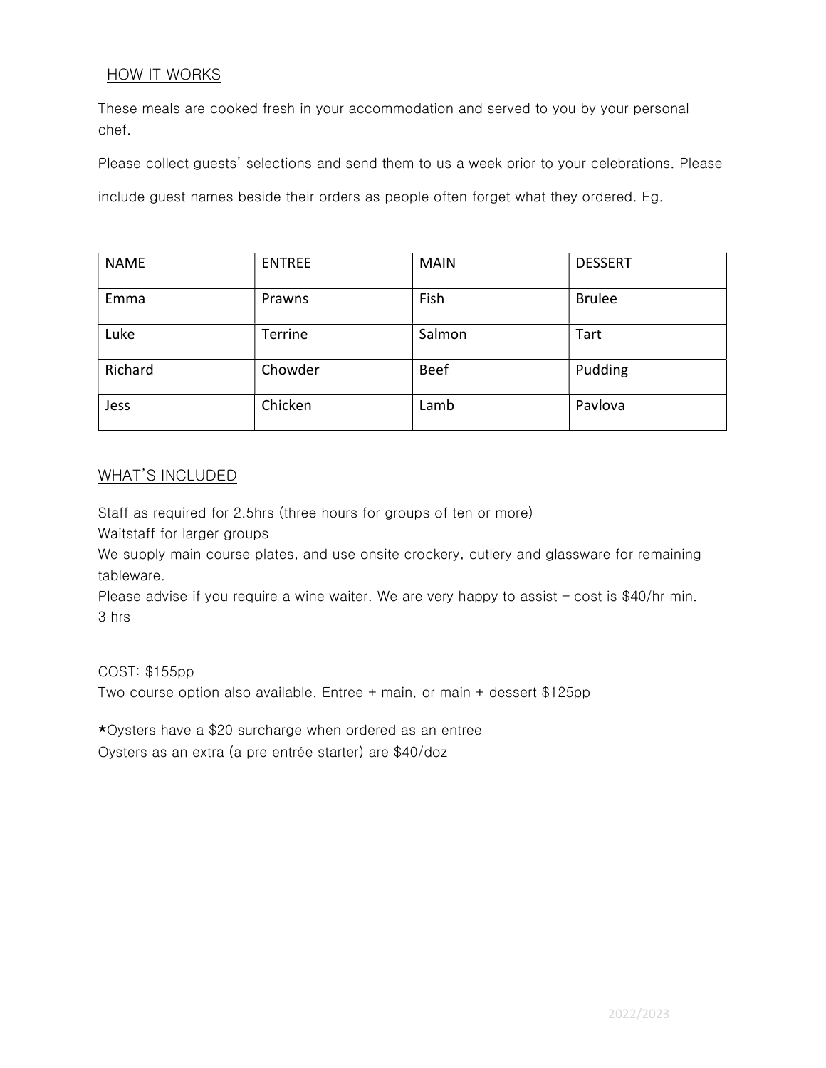## HOW IT WORKS

These meals are cooked fresh in your accommodation and served to you by your personal chef.

Please collect guests' selections and send them to us a week prior to your celebrations. Please include guest names beside their orders as people often forget what they ordered. Eg.

| NAME | ENTREE | MAIN | DESSERT |
|---|---|---|---|
| Emma | Prawns | Fish | Brulee |
| Luke | Terrine | Salmon | Tart |
| Richard | Chowder | Beef | Pudding |
| Jess | Chicken | Lamb | Pavlova |

## WHAT'S INCLUDED

Staff as required for 2.5hrs (three hours for groups of ten or more)
Waitstaff for larger groups
We supply main course plates, and use onsite crockery, cutlery and glassware for remaining tableware.
Please advise if you require a wine waiter. We are very happy to assist – cost is $40/hr min. 3 hrs

## COST: $155pp

Two course option also available. Entree + main, or main + dessert $125pp

*Oysters have a $20 surcharge when ordered as an entree
Oysters as an extra (a pre entrée starter) are $40/doz